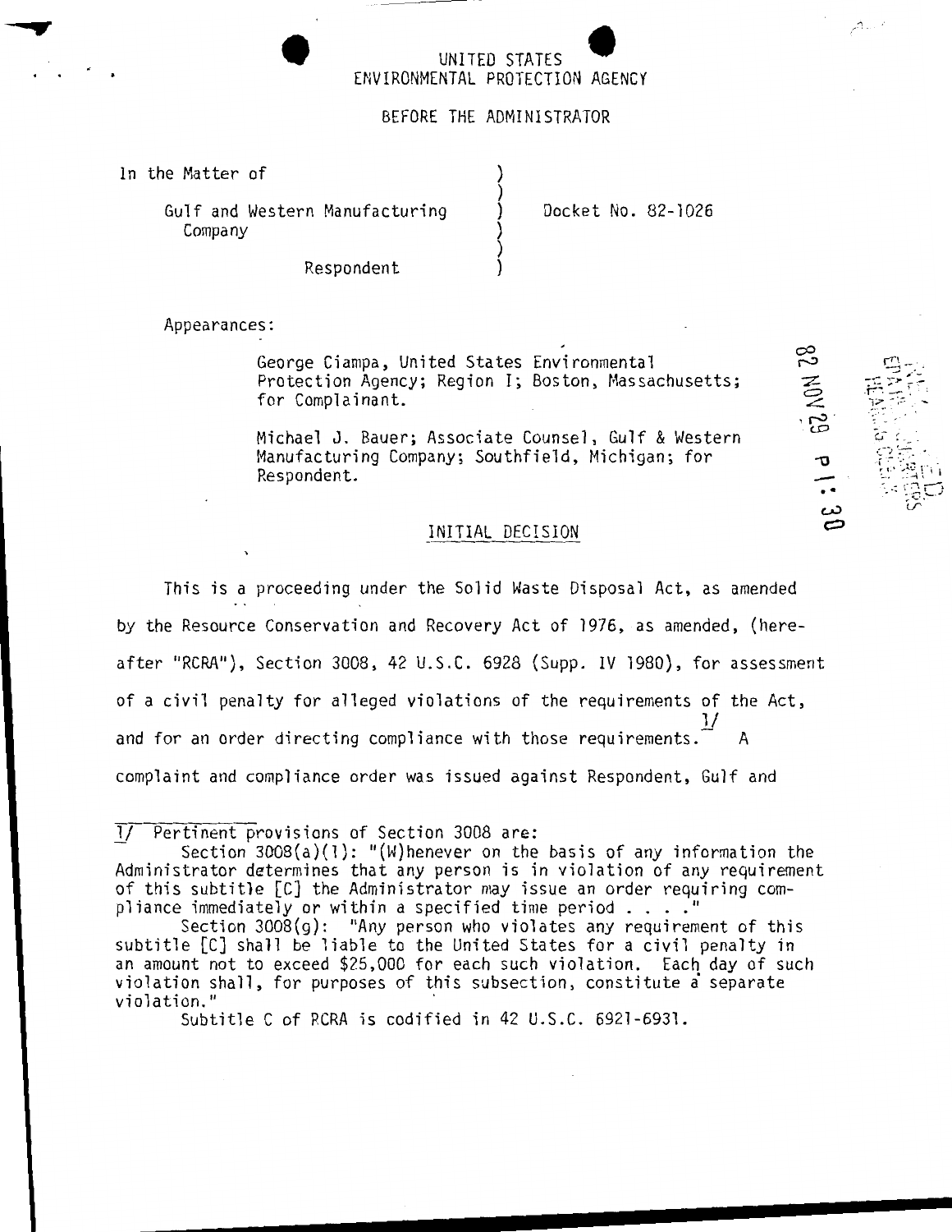UNITED STATES
ENVIRONMENTAL PROTECTION AGENCY

BEFORE THE ADMINISTRATOR

In the Matter of

Gulf and Western Manufacturing Company

Respondent

Docket No. 82-1026

Appearances:

George Ciampa, United States Environmental Protection Agency; Region I; Boston, Massachusetts; for Complainant.

Michael J. Bauer; Associate Counsel, Gulf & Western Manufacturing Company; Southfield, Michigan; for Respondent.

82 NOV 29 P 1:30

## INITIAL DECISION

This is a proceeding under the Solid Waste Disposal Act, as amended by the Resource Conservation and Recovery Act of 1976, as amended, (hereafter "RCRA"), Section 3008, 42 U.S.C. 6928 (Supp. IV 1980), for assessment of a civil penalty for alleged violations of the requirements of the Act, and for an order directing compliance with those requirements.[1/] A complaint and compliance order was issued against Respondent, Gulf and

---

1/ Pertinent provisions of Section 3008 are:

Section 3008(a)(1): "(W)henever on the basis of any information the Administrator determines that any person is in violation of any requirement of this subtitle [C] the Administrator may issue an order requiring compliance immediately or within a specified time period . . . ."

Section 3008(g): "Any person who violates any requirement of this subtitle [C] shall be liable to the United States for a civil penalty in an amount not to exceed $25,000 for each such violation. Each day of such violation shall, for purposes of this subsection, constitute a separate violation."

Subtitle C of RCRA is codified in 42 U.S.C. 6921-6931.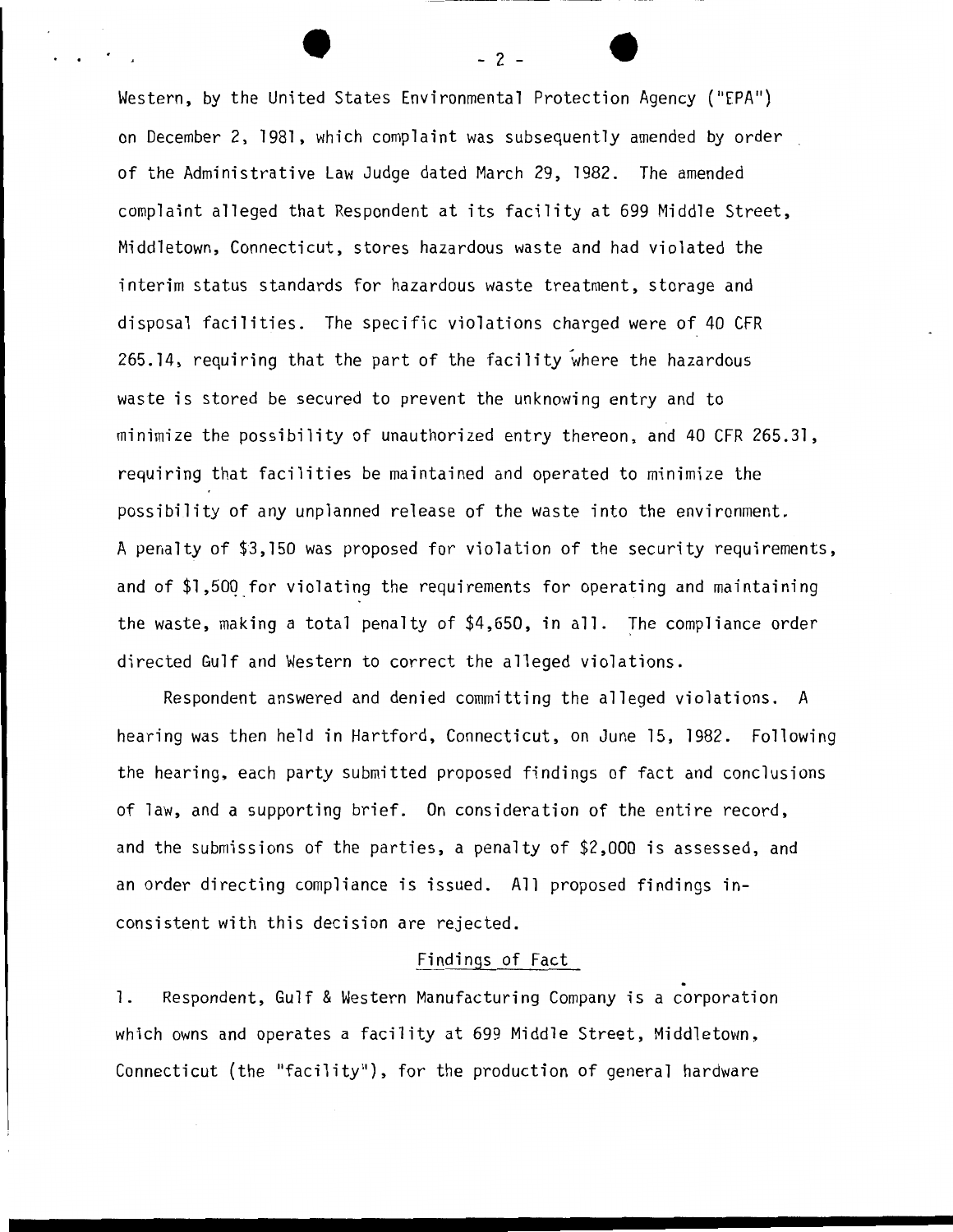Western, by the United States Environmental Protection Agency ("EPA") on December 2, 1981, which complaint was subsequently amended by order of the Administrative Law Judge dated March 29, 1982. The amended complaint alleged that Respondent at its facility at 699 Middle Street, Middletown, Connecticut, stores hazardous waste and had violated the interim status standards for hazardous waste treatment, storage and disposal facilities. The specific violations charged were of 40 CFR 265.14, requiring that the part of the facility where the hazardous waste is stored be secured to prevent the unknowing entry and to minimize the possibility of unauthorized entry thereon, and 40 CFR 265.31, requiring that facilities be maintained and operated to minimize the possibility of any unplanned release of the waste into the environment. A penalty of $3,150 was proposed for violation of the security requirements, and of $1,500 for violating the requirements for operating and maintaining the waste, making a total penalty of $4,650, in all. The compliance order directed Gulf and Western to correct the alleged violations.

Respondent answered and denied committing the alleged violations. A hearing was then held in Hartford, Connecticut, on June 15, 1982. Following the hearing, each party submitted proposed findings of fact and conclusions of law, and a supporting brief. On consideration of the entire record, and the submissions of the parties, a penalty of $2,000 is assessed, and an order directing compliance is issued. All proposed findings inconsistent with this decision are rejected.

## Findings of Fact

1. Respondent, Gulf & Western Manufacturing Company is a corporation which owns and operates a facility at 699 Middle Street, Middletown, Connecticut (the "facility"), for the production of general hardware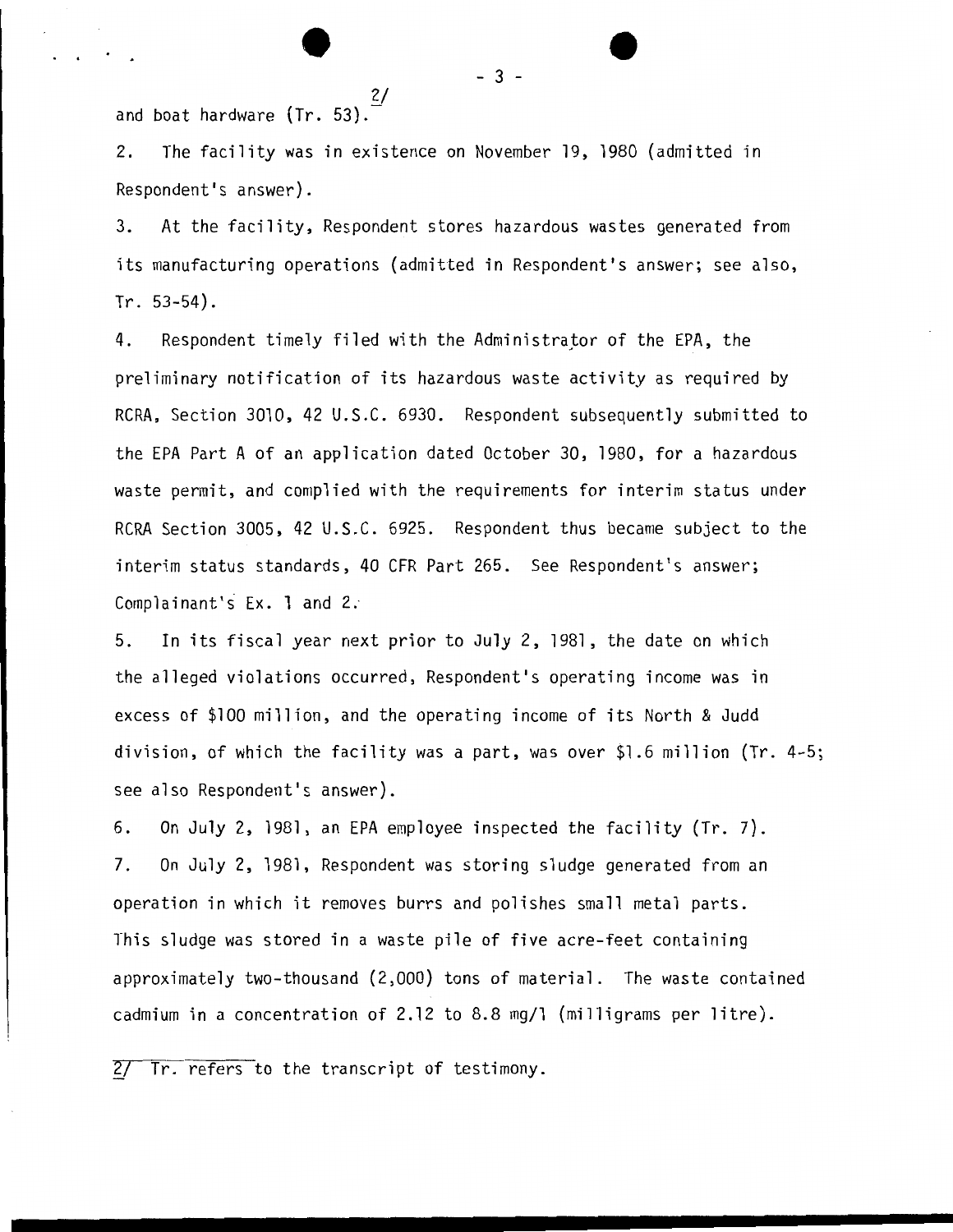and boat hardware (Tr. 53).[2]

2. The facility was in existence on November 19, 1980 (admitted in Respondent's answer).

3. At the facility, Respondent stores hazardous wastes generated from its manufacturing operations (admitted in Respondent's answer; see also, Tr. 53-54).

4. Respondent timely filed with the Administrator of the EPA, the preliminary notification of its hazardous waste activity as required by RCRA, Section 3010, 42 U.S.C. 6930. Respondent subsequently submitted to the EPA Part A of an application dated October 30, 1980, for a hazardous waste permit, and complied with the requirements for interim status under RCRA Section 3005, 42 U.S.C. 6925. Respondent thus became subject to the interim status standards, 40 CFR Part 265. See Respondent's answer; Complainant's Ex. 1 and 2.

5. In its fiscal year next prior to July 2, 1981, the date on which the alleged violations occurred, Respondent's operating income was in excess of $100 million, and the operating income of its North & Judd division, of which the facility was a part, was over $1.6 million (Tr. 4-5; see also Respondent's answer).

6. On July 2, 1981, an EPA employee inspected the facility (Tr. 7).

7. On July 2, 1981, Respondent was storing sludge generated from an operation in which it removes burrs and polishes small metal parts. This sludge was stored in a waste pile of five acre-feet containing approximately two-thousand (2,000) tons of material. The waste contained cadmium in a concentration of 2.12 to 8.8 mg/l (milligrams per litre).

---

[2] Tr. refers to the transcript of testimony.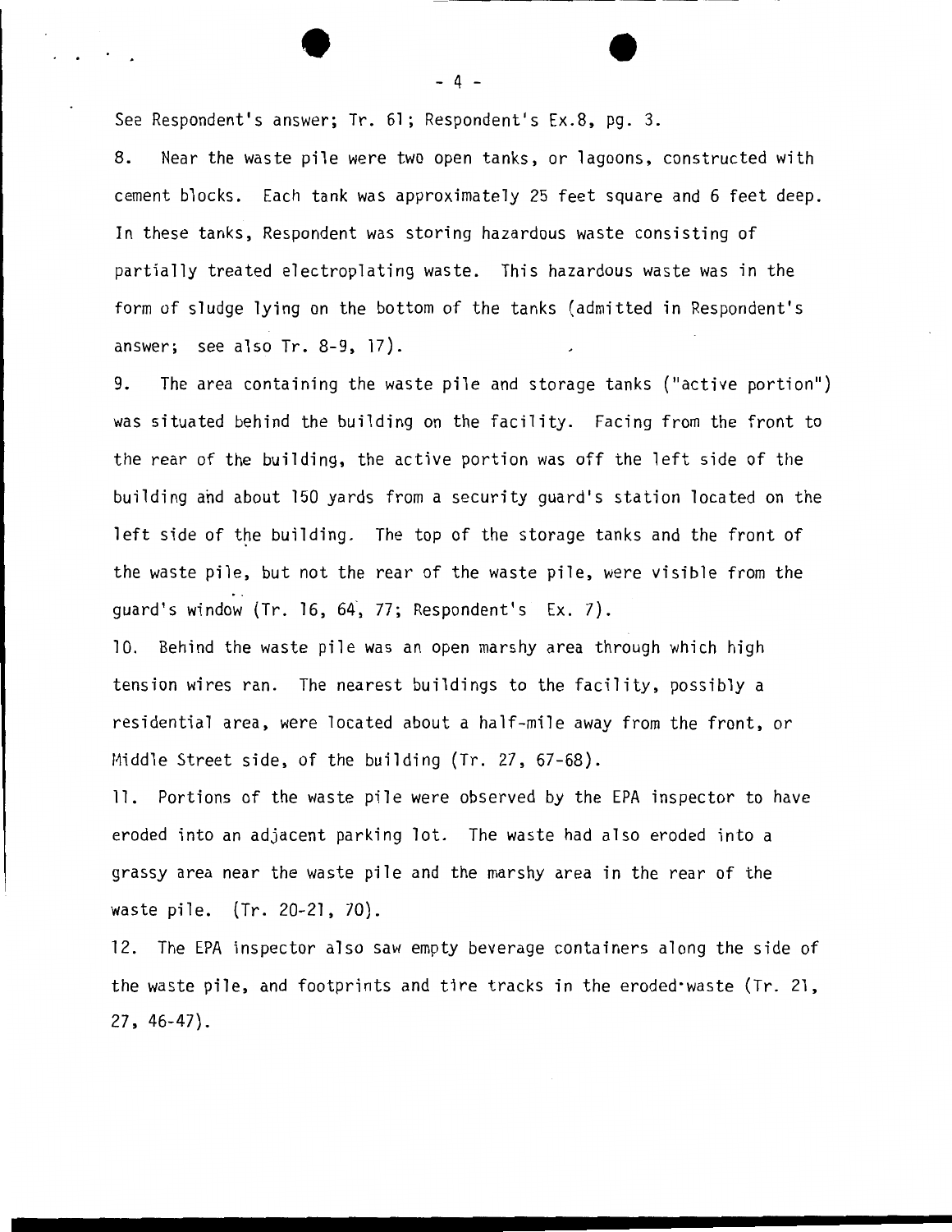See Respondent's answer; Tr. 61; Respondent's Ex.8, pg. 3.

8. Near the waste pile were two open tanks, or lagoons, constructed with cement blocks. Each tank was approximately 25 feet square and 6 feet deep. In these tanks, Respondent was storing hazardous waste consisting of partially treated electroplating waste. This hazardous waste was in the form of sludge lying on the bottom of the tanks (admitted in Respondent's answer; see also Tr. 8-9, 17).

9. The area containing the waste pile and storage tanks ("active portion") was situated behind the building on the facility. Facing from the front to the rear of the building, the active portion was off the left side of the building and about 150 yards from a security guard's station located on the left side of the building. The top of the storage tanks and the front of the waste pile, but not the rear of the waste pile, were visible from the guard's window (Tr. 16, 64, 77; Respondent's Ex. 7).

10. Behind the waste pile was an open marshy area through which high tension wires ran. The nearest buildings to the facility, possibly a residential area, were located about a half-mile away from the front, or Middle Street side, of the building (Tr. 27, 67-68).

11. Portions of the waste pile were observed by the EPA inspector to have eroded into an adjacent parking lot. The waste had also eroded into a grassy area near the waste pile and the marshy area in the rear of the waste pile. (Tr. 20-21, 70).

12. The EPA inspector also saw empty beverage containers along the side of the waste pile, and footprints and tire tracks in the eroded waste (Tr. 21, 27, 46-47).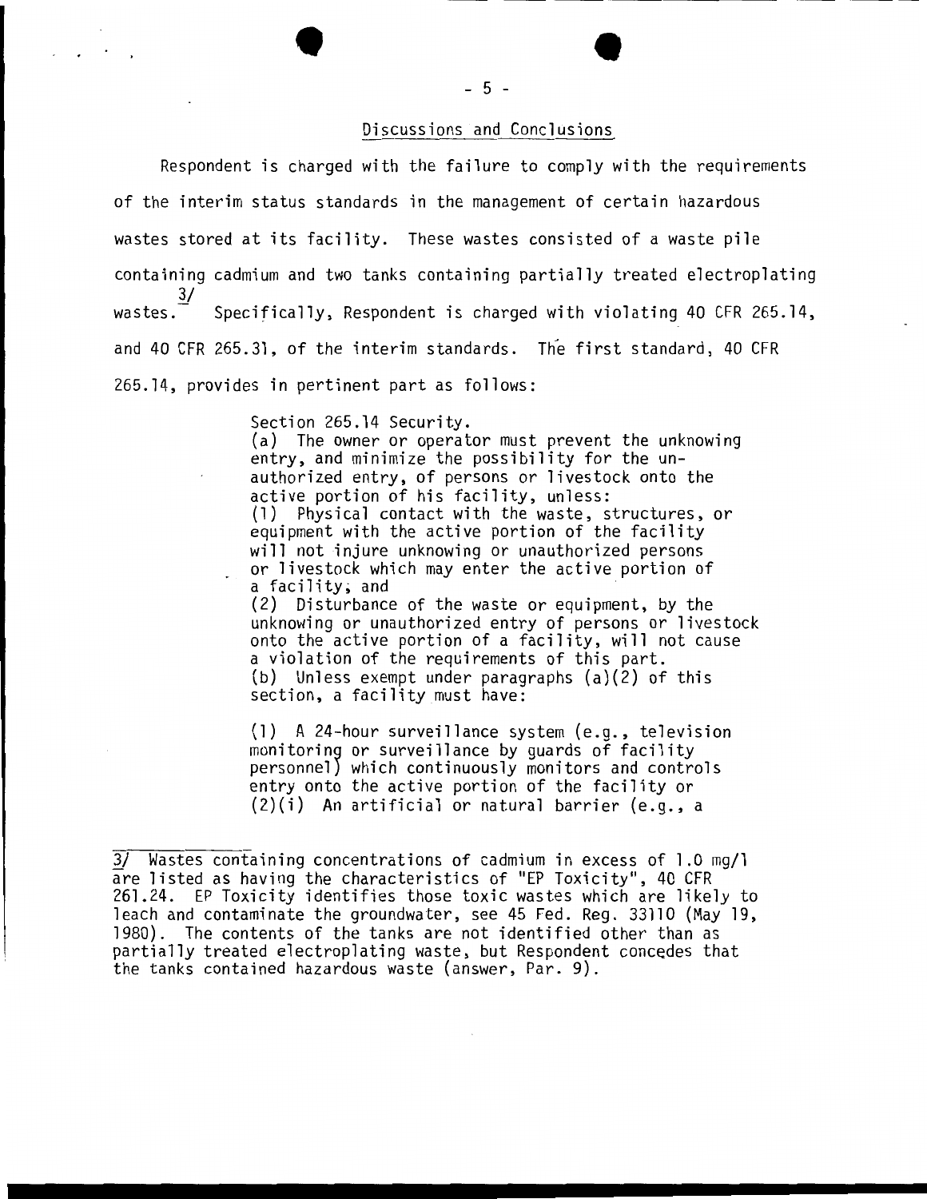## Discussions and Conclusions

Respondent is charged with the failure to comply with the requirements of the interim status standards in the management of certain hazardous wastes stored at its facility. These wastes consisted of a waste pile containing cadmium and two tanks containing partially treated electroplating wastes.[3] Specifically, Respondent is charged with violating 40 CFR 265.14, and 40 CFR 265.31, of the interim standards. The first standard, 40 CFR 265.14, provides in pertinent part as follows:

> Section 265.14 Security.
> (a) The owner or operator must prevent the unknowing entry, and minimize the possibility for the unauthorized entry, of persons or livestock onto the active portion of his facility, unless:
> (1) Physical contact with the waste, structures, or equipment with the active portion of the facility will not injure unknowing or unauthorized persons or livestock which may enter the active portion of a facility; and
> (2) Disturbance of the waste or equipment, by the unknowing or unauthorized entry of persons or livestock onto the active portion of a facility, will not cause a violation of the requirements of this part.
> (b) Unless exempt under paragraphs (a)(2) of this section, a facility must have:
>
> (1) A 24-hour surveillance system (e.g., television monitoring or surveillance by guards of facility personnel) which continuously monitors and controls entry onto the active portion of the facility or
> (2)(i) An artificial or natural barrier (e.g., a

---

[3] Wastes containing concentrations of cadmium in excess of 1.0 mg/l are listed as having the characteristics of "EP Toxicity", 40 CFR 261.24. EP Toxicity identifies those toxic wastes which are likely to leach and contaminate the groundwater, see 45 Fed. Reg. 33110 (May 19, 1980). The contents of the tanks are not identified other than as partially treated electroplating waste, but Respondent concedes that the tanks contained hazardous waste (answer, Par. 9).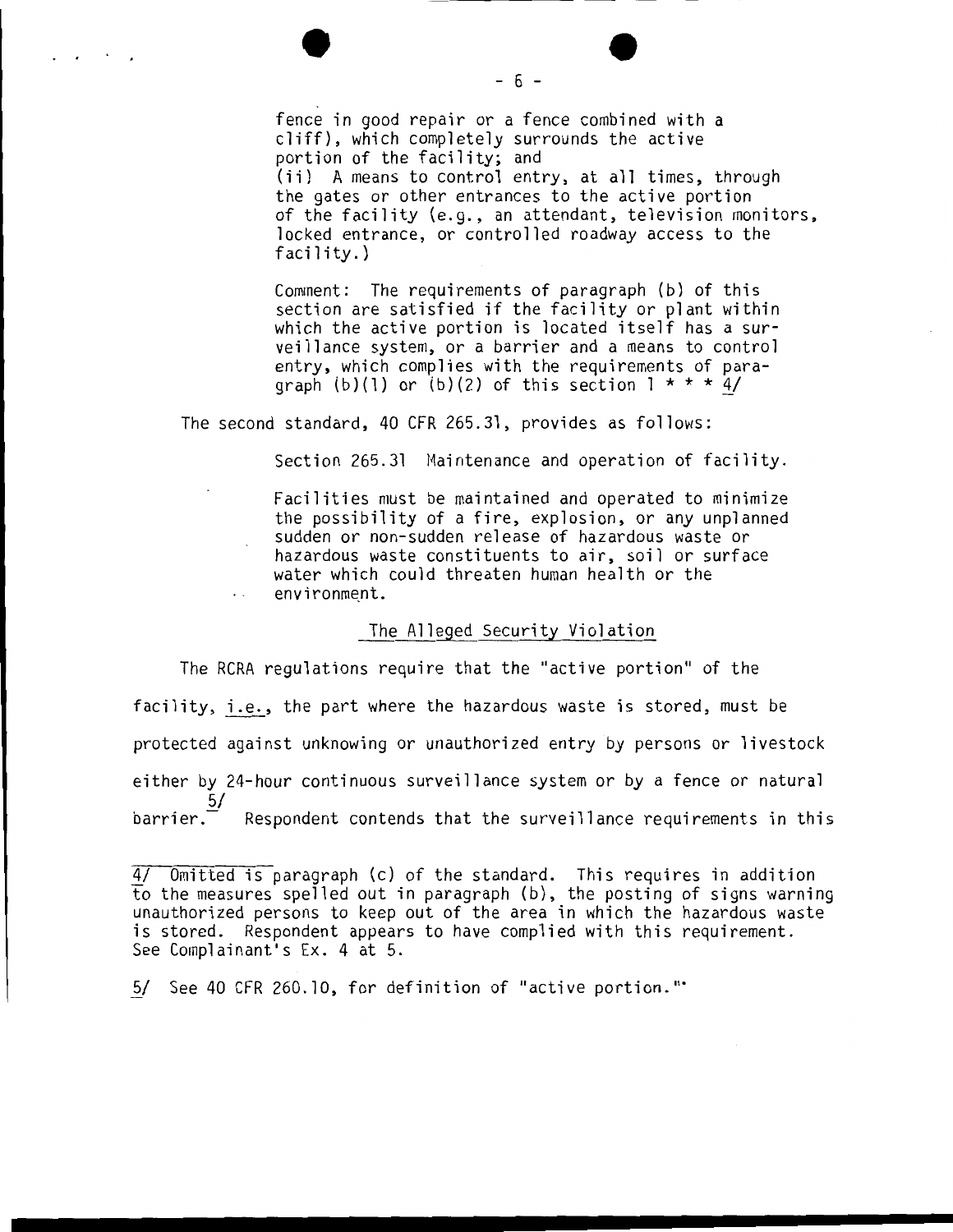> fence in good repair or a fence combined with a cliff), which completely surrounds the active portion of the facility; and
> (ii) A means to control entry, at all times, through the gates or other entrances to the active portion of the facility (e.g., an attendant, television monitors, locked entrance, or controlled roadway access to the facility.)
>
> Comment: The requirements of paragraph (b) of this section are satisfied if the facility or plant within which the active portion is located itself has a surveillance system, or a barrier and a means to control entry, which complies with the requirements of paragraph (b)(1) or (b)(2) of this section 1 * * * 4/

The second standard, 40 CFR 265.31, provides as follows:

> Section 265.31 Maintenance and operation of facility.
>
> Facilities must be maintained and operated to minimize the possibility of a fire, explosion, or any unplanned sudden or non-sudden release of hazardous waste or hazardous waste constituents to air, soil or surface water which could threaten human health or the environment.

### The Alleged Security Violation

The RCRA regulations require that the "active portion" of the facility, i.e., the part where the hazardous waste is stored, must be protected against unknowing or unauthorized entry by persons or livestock either by 24-hour continuous surveillance system or by a fence or natural barrier. 5/ Respondent contends that the surveillance requirements in this

---

4/ Omitted is paragraph (c) of the standard. This requires in addition to the measures spelled out in paragraph (b), the posting of signs warning unauthorized persons to keep out of the area in which the hazardous waste is stored. Respondent appears to have complied with this requirement. See Complainant's Ex. 4 at 5.

5/ See 40 CFR 260.10, for definition of "active portion."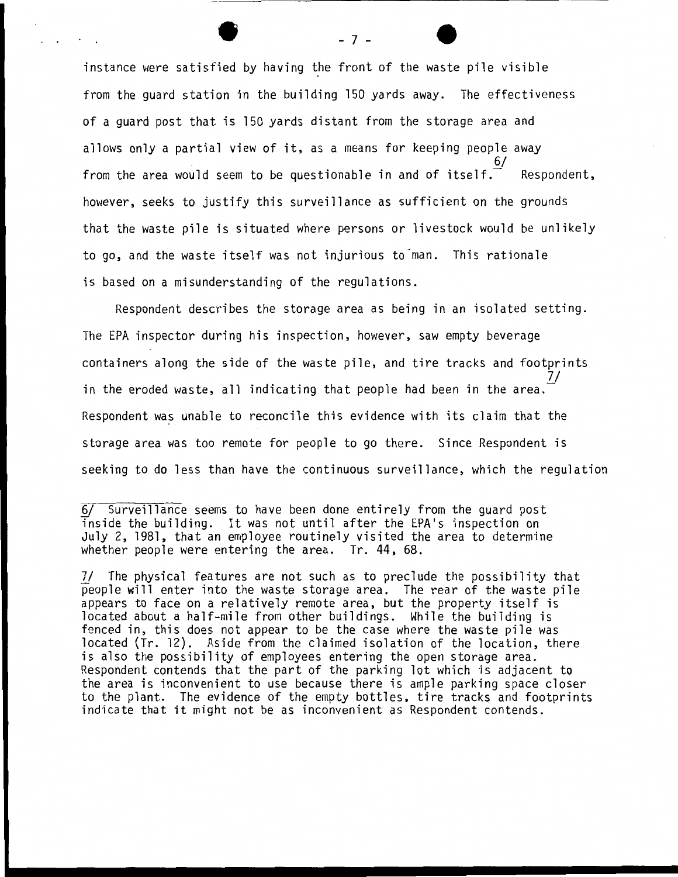instance were satisfied by having the front of the waste pile visible from the guard station in the building 150 yards away. The effectiveness of a guard post that is 150 yards distant from the storage area and allows only a partial view of it, as a means for keeping people away from the area would seem to be questionable in and of itself.[6/] Respondent, however, seeks to justify this surveillance as sufficient on the grounds that the waste pile is situated where persons or livestock would be unlikely to go, and the waste itself was not injurious to man. This rationale is based on a misunderstanding of the regulations.

Respondent describes the storage area as being in an isolated setting. The EPA inspector during his inspection, however, saw empty beverage containers along the side of the waste pile, and tire tracks and footprints in the eroded waste, all indicating that people had been in the area.[7/] Respondent was unable to reconcile this evidence with its claim that the storage area was too remote for people to go there. Since Respondent is seeking to do less than have the continuous surveillance, which the regulation

---

6/ Surveillance seems to have been done entirely from the guard post inside the building. It was not until after the EPA's inspection on July 2, 1981, that an employee routinely visited the area to determine whether people were entering the area. Tr. 44, 68.

7/ The physical features are not such as to preclude the possibility that people will enter into the waste storage area. The rear of the waste pile appears to face on a relatively remote area, but the property itself is located about a half-mile from other buildings. While the building is fenced in, this does not appear to be the case where the waste pile was located (Tr. 12). Aside from the claimed isolation of the location, there is also the possibility of employees entering the open storage area. Respondent contends that the part of the parking lot which is adjacent to the area is inconvenient to use because there is ample parking space closer to the plant. The evidence of the empty bottles, tire tracks and footprints indicate that it might not be as inconvenient as Respondent contends.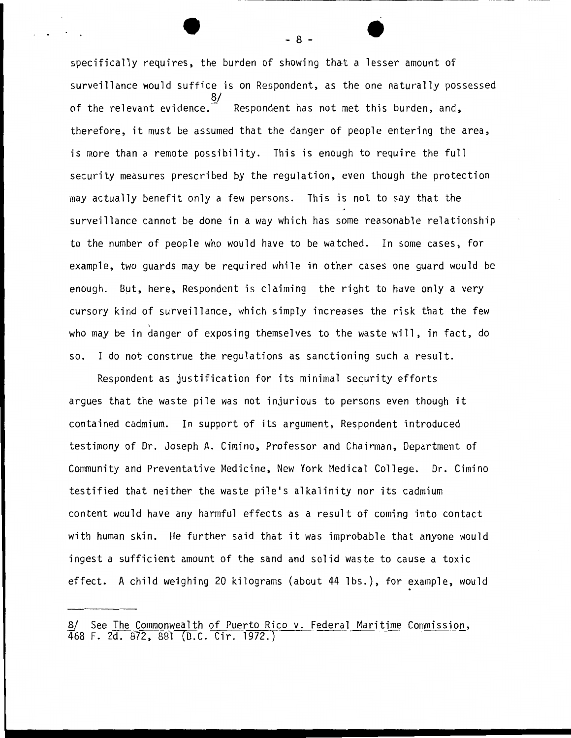specifically requires, the burden of showing that a lesser amount of surveillance would suffice is on Respondent, as the one naturally possessed of the relevant evidence.[8/] Respondent has not met this burden, and, therefore, it must be assumed that the danger of people entering the area, is more than a remote possibility. This is enough to require the full security measures prescribed by the regulation, even though the protection may actually benefit only a few persons. This is not to say that the surveillance cannot be done in a way which has some reasonable relationship to the number of people who would have to be watched. In some cases, for example, two guards may be required while in other cases one guard would be enough. But, here, Respondent is claiming the right to have only a very cursory kind of surveillance, which simply increases the risk that the few who may be in danger of exposing themselves to the waste will, in fact, do so. I do not construe the regulations as sanctioning such a result.

Respondent as justification for its minimal security efforts argues that the waste pile was not injurious to persons even though it contained cadmium. In support of its argument, Respondent introduced testimony of Dr. Joseph A. Cimino, Professor and Chairman, Department of Community and Preventative Medicine, New York Medical College. Dr. Cimino testified that neither the waste pile's alkalinity nor its cadmium content would have any harmful effects as a result of coming into contact with human skin. He further said that it was improbable that anyone would ingest a sufficient amount of the sand and solid waste to cause a toxic effect. A child weighing 20 kilograms (about 44 lbs.), for example, would

---

8/ See The Commonwealth of Puerto Rico v. Federal Maritime Commission, 468 F. 2d. 872, 881 (D.C. Cir. 1972.)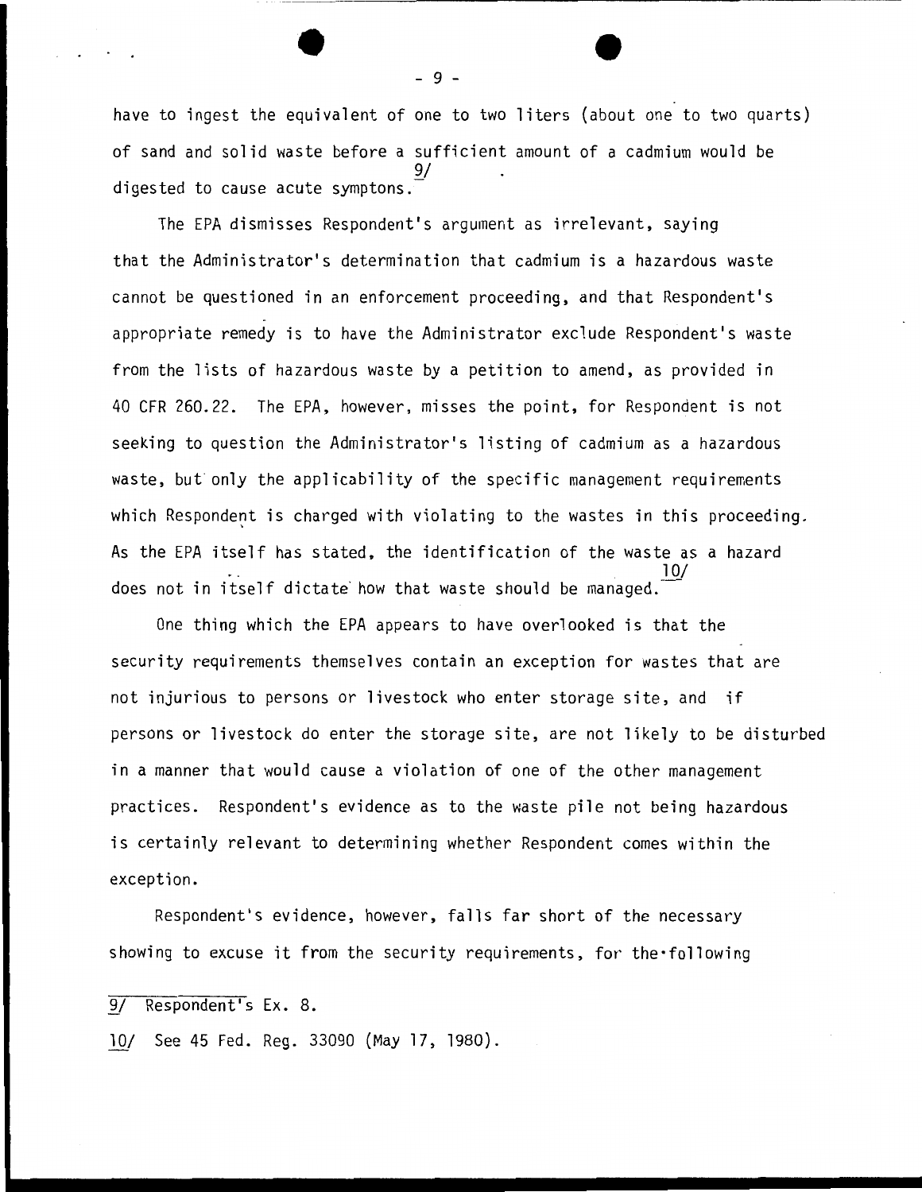have to ingest the equivalent of one to two liters (about one to two quarts) of sand and solid waste before a sufficient amount of a cadmium would be digested to cause acute symptons.[9/]

The EPA dismisses Respondent's argument as irrelevant, saying that the Administrator's determination that cadmium is a hazardous waste cannot be questioned in an enforcement proceeding, and that Respondent's appropriate remedy is to have the Administrator exclude Respondent's waste from the lists of hazardous waste by a petition to amend, as provided in 40 CFR 260.22. The EPA, however, misses the point, for Respondent is not seeking to question the Administrator's listing of cadmium as a hazardous waste, but only the applicability of the specific management requirements which Respondent is charged with violating to the wastes in this proceeding. As the EPA itself has stated, the identification of the waste as a hazard does not in itself dictate how that waste should be managed.[10/]

One thing which the EPA appears to have overlooked is that the security requirements themselves contain an exception for wastes that are not injurious to persons or livestock who enter storage site, and if persons or livestock do enter the storage site, are not likely to be disturbed in a manner that would cause a violation of one of the other management practices. Respondent's evidence as to the waste pile not being hazardous is certainly relevant to determining whether Respondent comes within the exception.

Respondent's evidence, however, falls far short of the necessary showing to excuse it from the security requirements, for the following

---

9/ Respondent's Ex. 8.

10/ See 45 Fed. Reg. 33090 (May 17, 1980).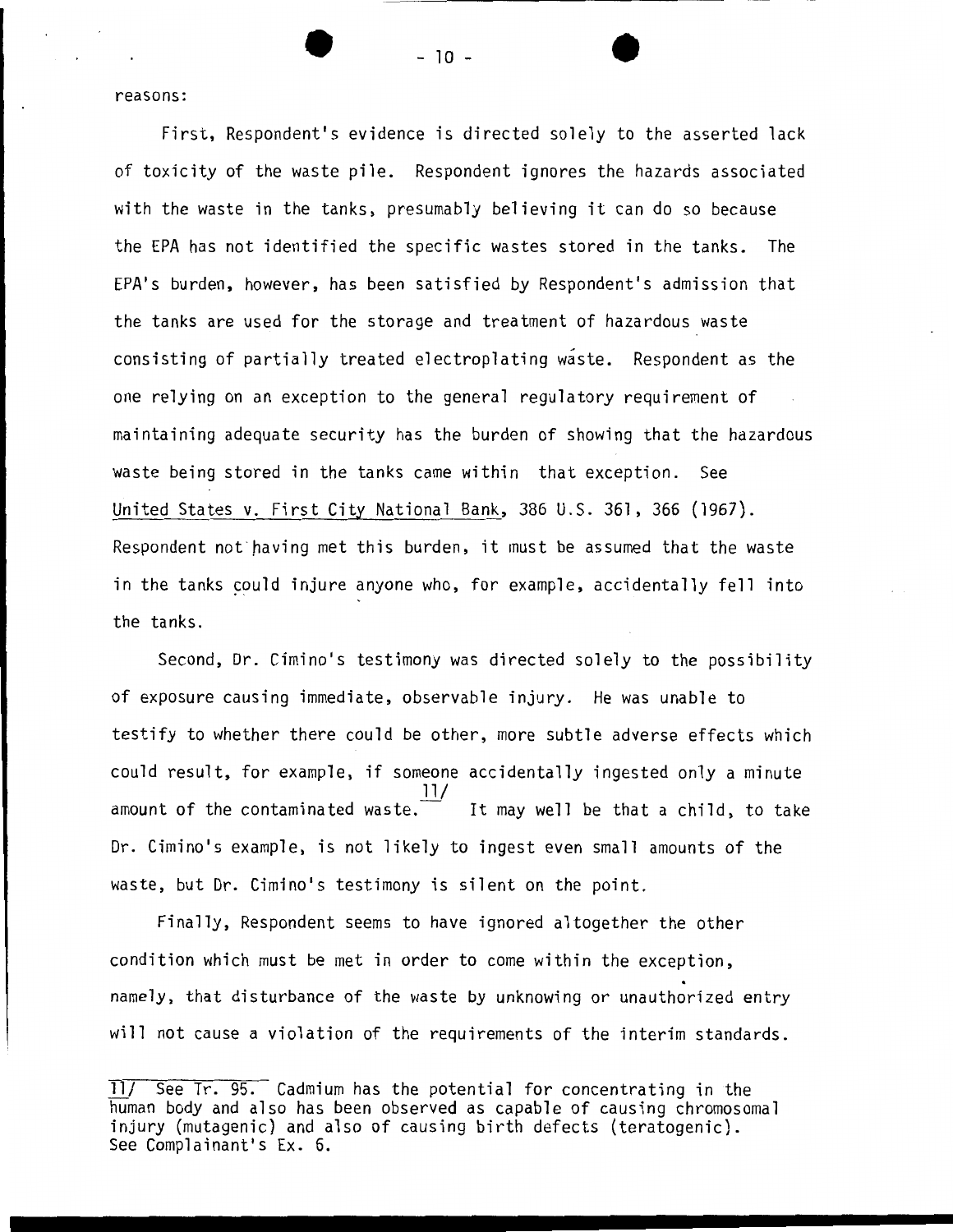reasons:

First, Respondent's evidence is directed solely to the asserted lack of toxicity of the waste pile. Respondent ignores the hazards associated with the waste in the tanks, presumably believing it can do so because the EPA has not identified the specific wastes stored in the tanks. The EPA's burden, however, has been satisfied by Respondent's admission that the tanks are used for the storage and treatment of hazardous waste consisting of partially treated electroplating waste. Respondent as the one relying on an exception to the general regulatory requirement of maintaining adequate security has the burden of showing that the hazardous waste being stored in the tanks came within that exception. See United States v. First City National Bank, 386 U.S. 361, 366 (1967). Respondent not having met this burden, it must be assumed that the waste in the tanks could injure anyone who, for example, accidentally fell into the tanks.

Second, Dr. Cimino's testimony was directed solely to the possibility of exposure causing immediate, observable injury. He was unable to testify to whether there could be other, more subtle adverse effects which could result, for example, if someone accidentally ingested only a minute amount of the contaminated waste.[11] It may well be that a child, to take Dr. Cimino's example, is not likely to ingest even small amounts of the waste, but Dr. Cimino's testimony is silent on the point.

Finally, Respondent seems to have ignored altogether the other condition which must be met in order to come within the exception, namely, that disturbance of the waste by unknowing or unauthorized entry will not cause a violation of the requirements of the interim standards.

---

11/ See Tr. 95. Cadmium has the potential for concentrating in the human body and also has been observed as capable of causing chromosomal injury (mutagenic) and also of causing birth defects (teratogenic). See Complainant's Ex. 6.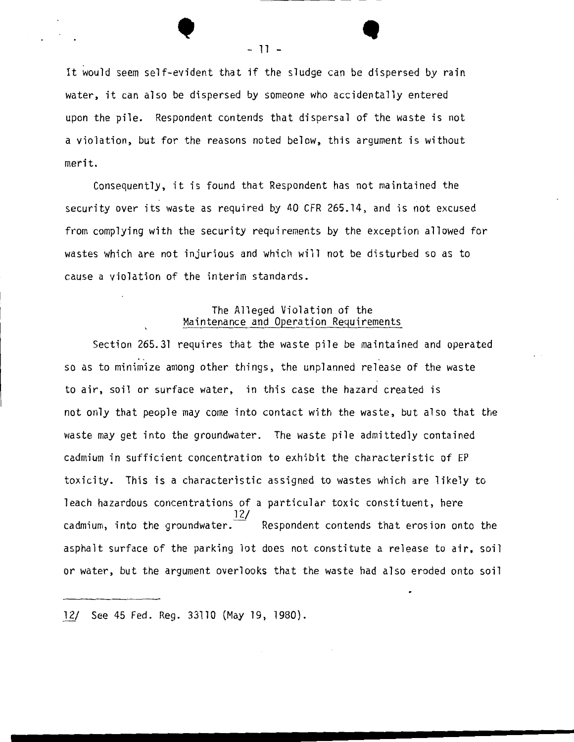It would seem self-evident that if the sludge can be dispersed by rain water, it can also be dispersed by someone who accidentally entered upon the pile. Respondent contends that dispersal of the waste is not a violation, but for the reasons noted below, this argument is without merit.

Consequently, it is found that Respondent has not maintained the security over its waste as required by 40 CFR 265.14, and is not excused from complying with the security requirements by the exception allowed for wastes which are not injurious and which will not be disturbed so as to cause a violation of the interim standards.

## The Alleged Violation of the Maintenance and Operation Requirements

Section 265.31 requires that the waste pile be maintained and operated so as to minimize among other things, the unplanned release of the waste to air, soil or surface water, in this case the hazard created is not only that people may come into contact with the waste, but also that the waste may get into the groundwater. The waste pile admittedly contained cadmium in sufficient concentration to exhibit the characteristic of EP toxicity. This is a characteristic assigned to wastes which are likely to leach hazardous concentrations of a particular toxic constituent, here cadmium, into the groundwater.[12/] Respondent contends that erosion onto the asphalt surface of the parking lot does not constitute a release to air, soil or water, but the argument overlooks that the waste had also eroded onto soil

---

12/ See 45 Fed. Reg. 33110 (May 19, 1980).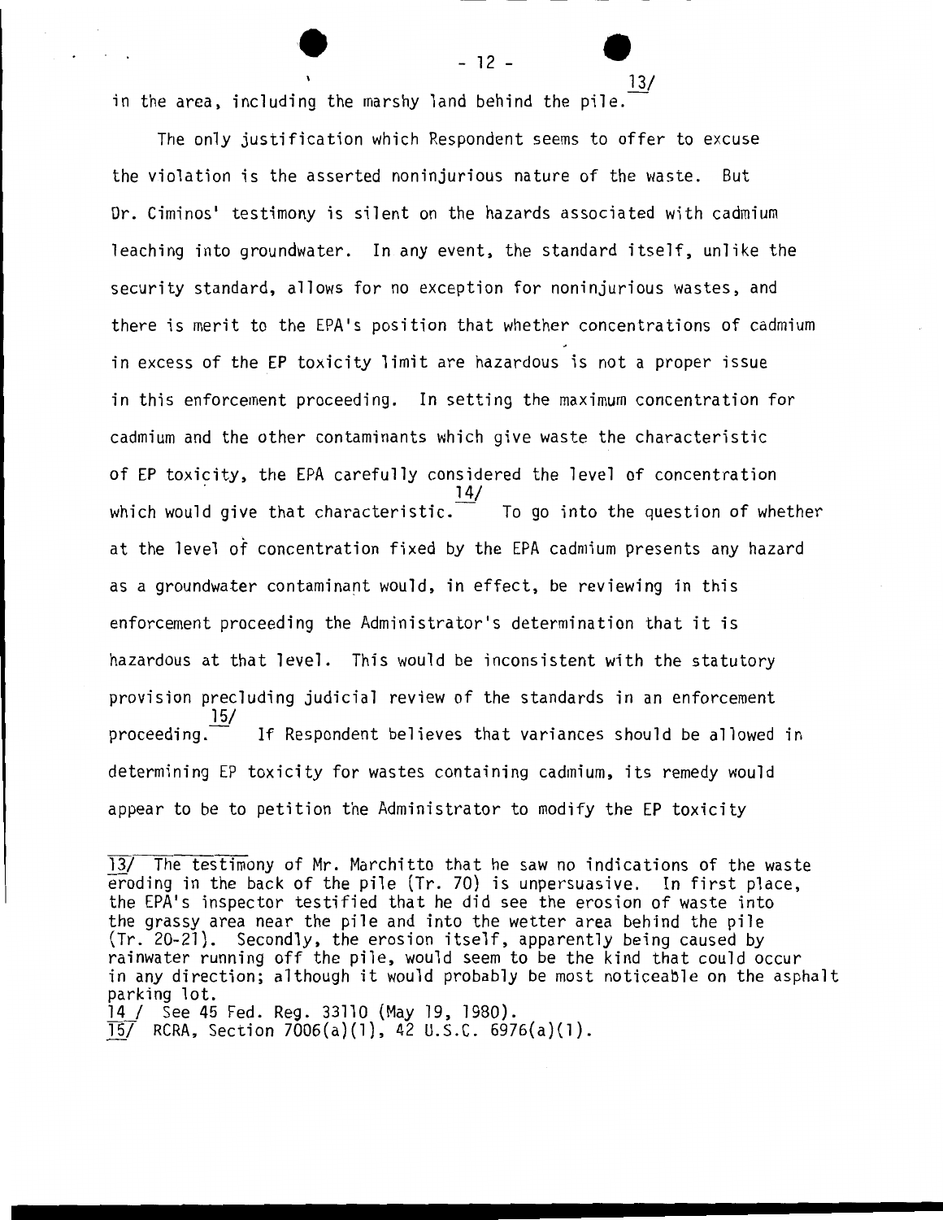in the area, including the marshy land behind the pile.[13]

The only justification which Respondent seems to offer to excuse the violation is the asserted noninjurious nature of the waste. But Dr. Ciminos' testimony is silent on the hazards associated with cadmium leaching into groundwater. In any event, the standard itself, unlike the security standard, allows for no exception for noninjurious wastes, and there is merit to the EPA's position that whether concentrations of cadmium in excess of the EP toxicity limit are hazardous is not a proper issue in this enforcement proceeding. In setting the maximum concentration for cadmium and the other contaminants which give waste the characteristic of EP toxicity, the EPA carefully considered the level of concentration which would give that characteristic.[14] To go into the question of whether at the level of concentration fixed by the EPA cadmium presents any hazard as a groundwater contaminant would, in effect, be reviewing in this enforcement proceeding the Administrator's determination that it is hazardous at that level. This would be inconsistent with the statutory provision precluding judicial review of the standards in an enforcement proceeding.[15] If Respondent believes that variances should be allowed in determining EP toxicity for wastes containing cadmium, its remedy would appear to be to petition the Administrator to modify the EP toxicity

---

13/ The testimony of Mr. Marchitto that he saw no indications of the waste eroding in the back of the pile (Tr. 70) is unpersuasive. In first place, the EPA's inspector testified that he did see the erosion of waste into the grassy area near the pile and into the wetter area behind the pile (Tr. 20-21). Secondly, the erosion itself, apparently being caused by rainwater running off the pile, would seem to be the kind that could occur in any direction; although it would probably be most noticeable on the asphalt parking lot.

14/ See 45 Fed. Reg. 33110 (May 19, 1980).

15/ RCRA, Section 7006(a)(1), 42 U.S.C. 6976(a)(1).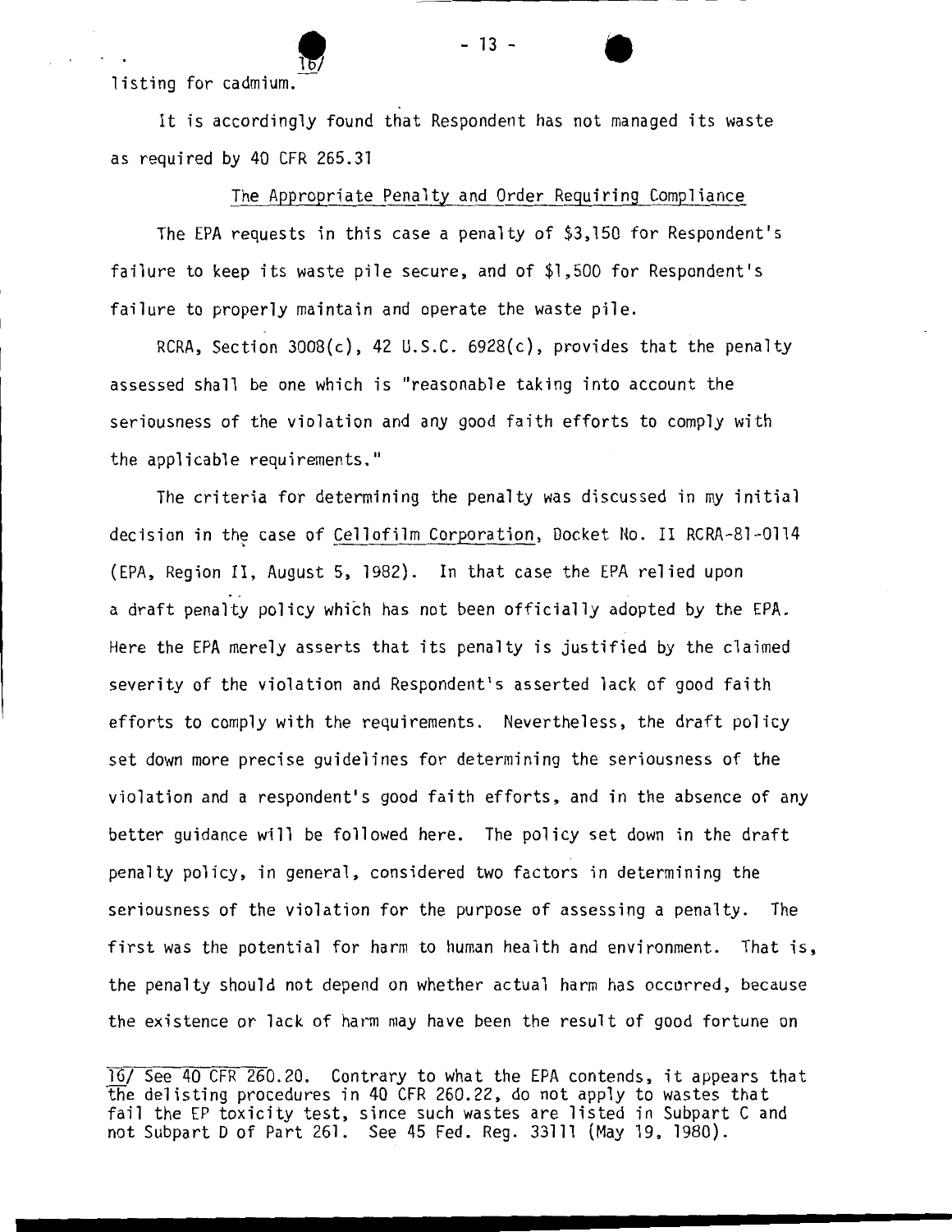listing for cadmium.[16]

It is accordingly found that Respondent has not managed its waste as required by 40 CFR 265.31

The Appropriate Penalty and Order Requiring Compliance

The EPA requests in this case a penalty of $3,150 for Respondent's failure to keep its waste pile secure, and of $1,500 for Respondent's failure to properly maintain and operate the waste pile.

RCRA, Section 3008(c), 42 U.S.C. 6928(c), provides that the penalty assessed shall be one which is "reasonable taking into account the seriousness of the violation and any good faith efforts to comply with the applicable requirements."

The criteria for determining the penalty was discussed in my initial decision in the case of Cellofilm Corporation, Docket No. II RCRA-81-0114 (EPA, Region II, August 5, 1982). In that case the EPA relied upon a draft penalty policy which has not been officially adopted by the EPA. Here the EPA merely asserts that its penalty is justified by the claimed severity of the violation and Respondent's asserted lack of good faith efforts to comply with the requirements. Nevertheless, the draft policy set down more precise guidelines for determining the seriousness of the violation and a respondent's good faith efforts, and in the absence of any better guidance will be followed here. The policy set down in the draft penalty policy, in general, considered two factors in determining the seriousness of the violation for the purpose of assessing a penalty. The first was the potential for harm to human health and environment. That is, the penalty should not depend on whether actual harm has occurred, because the existence or lack of harm may have been the result of good fortune on

16/ See 40 CFR 260.20. Contrary to what the EPA contends, it appears that the delisting procedures in 40 CFR 260.22, do not apply to wastes that fail the EP toxicity test, since such wastes are listed in Subpart C and not Subpart D of Part 261. See 45 Fed. Reg. 33111 (May 19, 1980).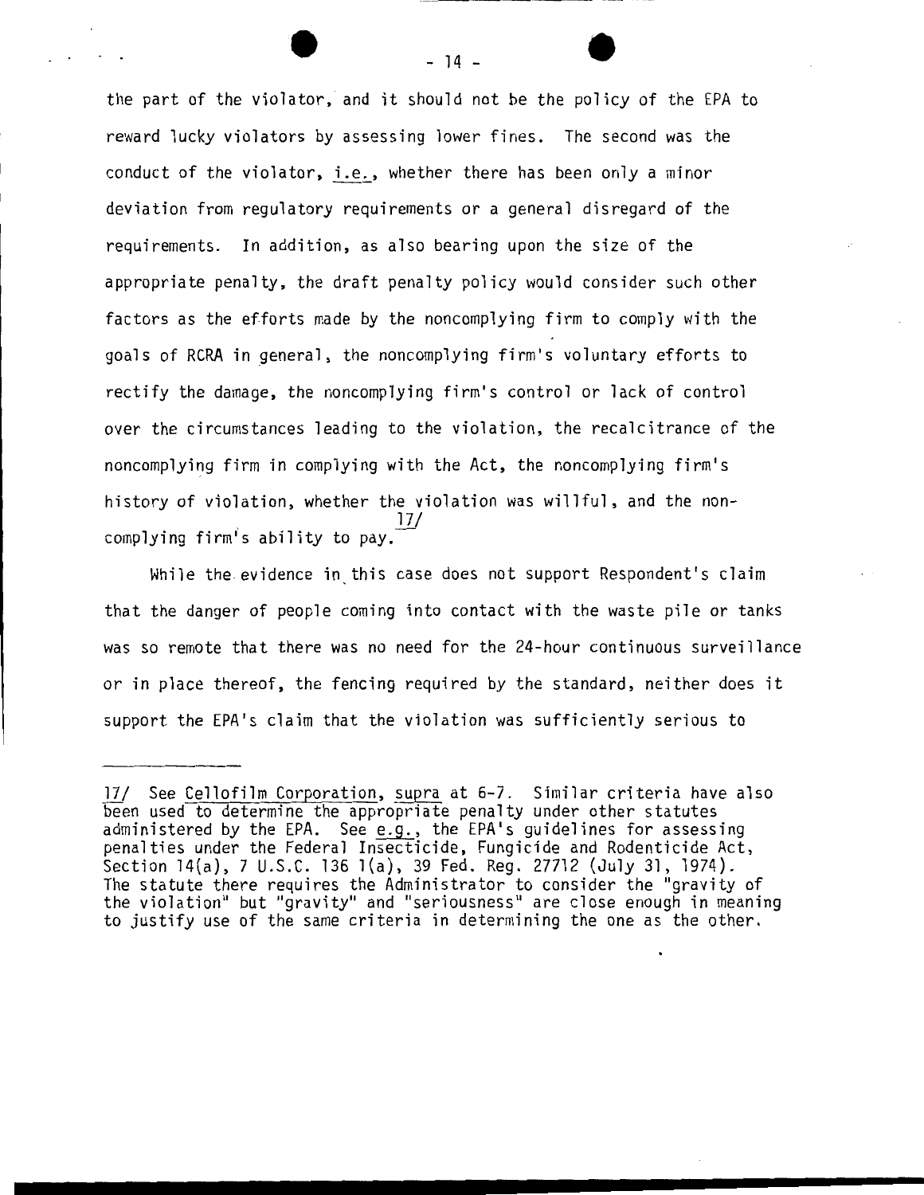the part of the violator, and it should not be the policy of the EPA to reward lucky violators by assessing lower fines. The second was the conduct of the violator, i.e., whether there has been only a minor deviation from regulatory requirements or a general disregard of the requirements. In addition, as also bearing upon the size of the appropriate penalty, the draft penalty policy would consider such other factors as the efforts made by the noncomplying firm to comply with the goals of RCRA in general, the noncomplying firm's voluntary efforts to rectify the damage, the noncomplying firm's control or lack of control over the circumstances leading to the violation, the recalcitrance of the noncomplying firm in complying with the Act, the noncomplying firm's history of violation, whether the violation was willful, and the noncomplying firm's ability to pay.[17]

While the evidence in this case does not support Respondent's claim that the danger of people coming into contact with the waste pile or tanks was so remote that there was no need for the 24-hour continuous surveillance or in place thereof, the fencing required by the standard, neither does it support the EPA's claim that the violation was sufficiently serious to

---

17/ See Cellofilm Corporation, supra at 6-7. Similar criteria have also been used to determine the appropriate penalty under other statutes administered by the EPA. See e.g., the EPA's guidelines for assessing penalties under the Federal Insecticide, Fungicide and Rodenticide Act, Section 14(a), 7 U.S.C. 136 l(a), 39 Fed. Reg. 27712 (July 31, 1974). The statute there requires the Administrator to consider the "gravity of the violation" but "gravity" and "seriousness" are close enough in meaning to justify use of the same criteria in determining the one as the other.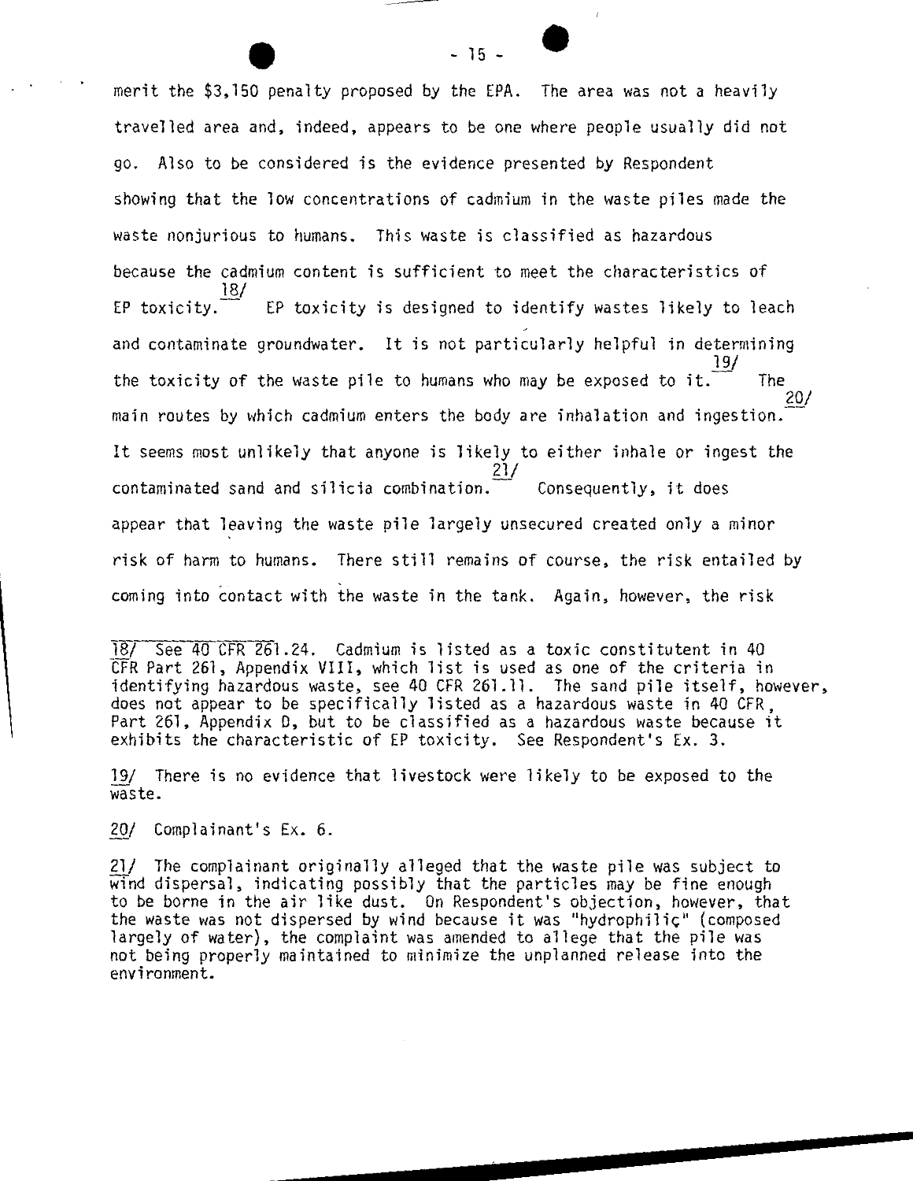merit the $3,150 penalty proposed by the EPA. The area was not a heavily travelled area and, indeed, appears to be one where people usually did not go. Also to be considered is the evidence presented by Respondent showing that the low concentrations of cadmium in the waste piles made the waste nonjurious to humans. This waste is classified as hazardous because the cadmium content is sufficient to meet the characteristics of EP toxicity.[18/] EP toxicity is designed to identify wastes likely to leach and contaminate groundwater. It is not particularly helpful in determining the toxicity of the waste pile to humans who may be exposed to it.[19/] The main routes by which cadmium enters the body are inhalation and ingestion.[20/] It seems most unlikely that anyone is likely to either inhale or ingest the contaminated sand and silicia combination.[21/] Consequently, it does appear that leaving the waste pile largely unsecured created only a minor risk of harm to humans. There still remains of course, the risk entailed by coming into contact with the waste in the tank. Again, however, the risk

---

18/ See 40 CFR 261.24. Cadmium is listed as a toxic constitutent in 40 CFR Part 261, Appendix VIII, which list is used as one of the criteria in identifying hazardous waste, see 40 CFR 261.11. The sand pile itself, however, does not appear to be specifically listed as a hazardous waste in 40 CFR, Part 261, Appendix D, but to be classified as a hazardous waste because it exhibits the characteristic of EP toxicity. See Respondent's Ex. 3.

19/ There is no evidence that livestock were likely to be exposed to the waste.

20/ Complainant's Ex. 6.

21/ The complainant originally alleged that the waste pile was subject to wind dispersal, indicating possibly that the particles may be fine enough to be borne in the air like dust. On Respondent's objection, however, that the waste was not dispersed by wind because it was "hydrophiliç" (composed largely of water), the complaint was amended to allege that the pile was not being properly maintained to minimize the unplanned release into the environment.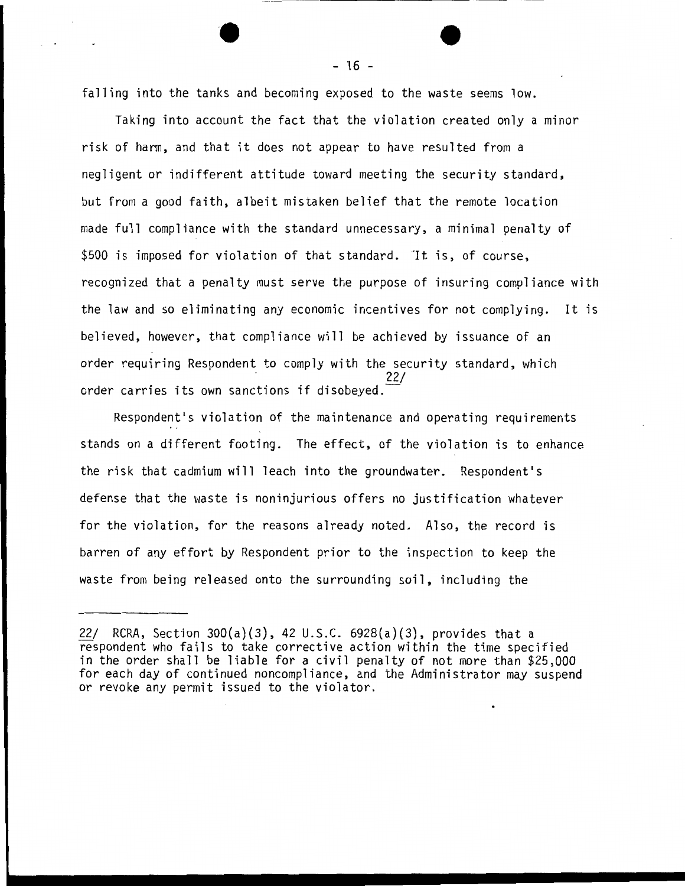falling into the tanks and becoming exposed to the waste seems low.

Taking into account the fact that the violation created only a minor risk of harm, and that it does not appear to have resulted from a negligent or indifferent attitude toward meeting the security standard, but from a good faith, albeit mistaken belief that the remote location made full compliance with the standard unnecessary, a minimal penalty of $500 is imposed for violation of that standard. It is, of course, recognized that a penalty must serve the purpose of insuring compliance with the law and so eliminating any economic incentives for not complying. It is believed, however, that compliance will be achieved by issuance of an order requiring Respondent to comply with the security standard, which order carries its own sanctions if disobeyed.[22/]

Respondent's violation of the maintenance and operating requirements stands on a different footing. The effect, of the violation is to enhance the risk that cadmium will leach into the groundwater. Respondent's defense that the waste is noninjurious offers no justification whatever for the violation, for the reasons already noted. Also, the record is barren of any effort by Respondent prior to the inspection to keep the waste from being released onto the surrounding soil, including the

---

22/ RCRA, Section 300(a)(3), 42 U.S.C. 6928(a)(3), provides that a respondent who fails to take corrective action within the time specified in the order shall be liable for a civil penalty of not more than $25,000 for each day of continued noncompliance, and the Administrator may suspend or revoke any permit issued to the violator.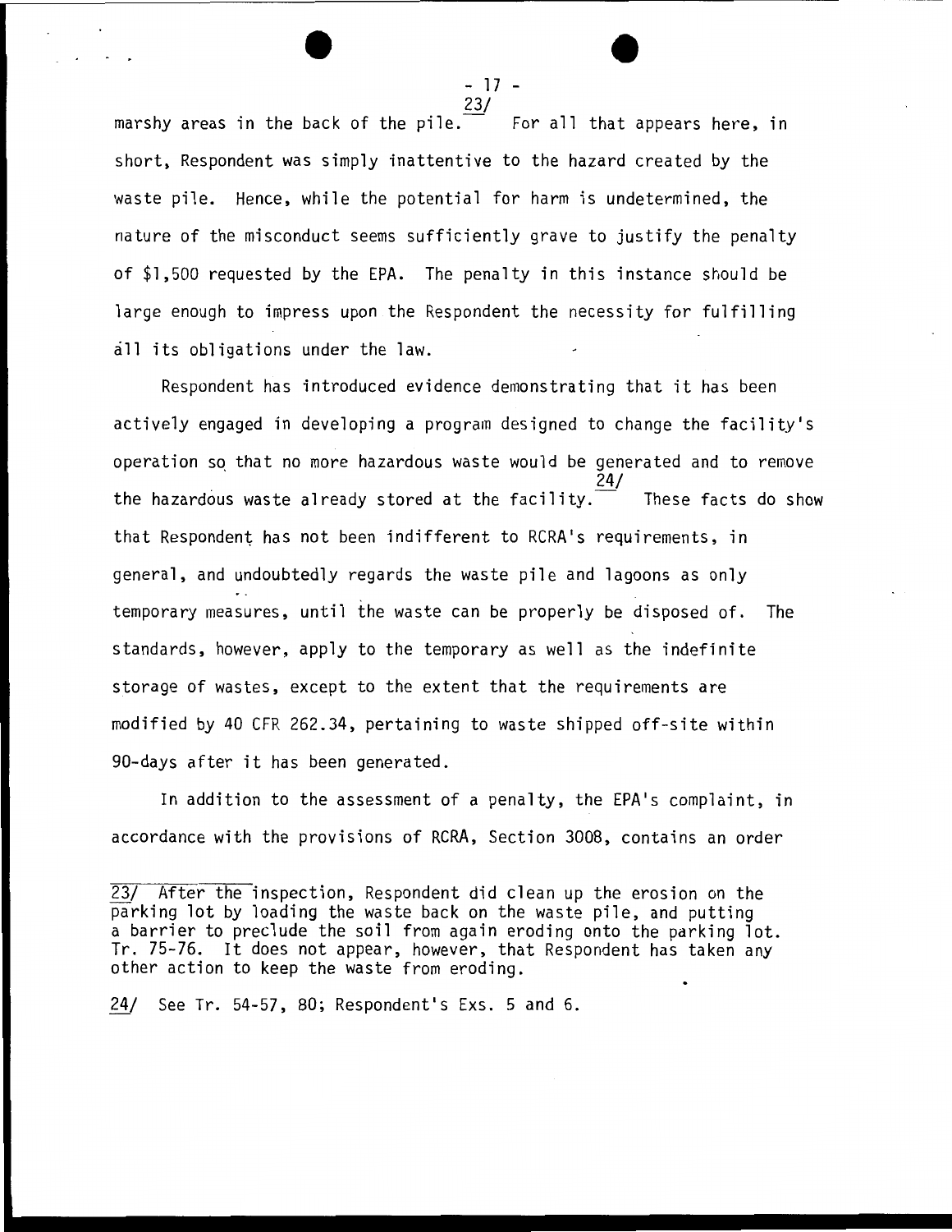marshy areas in the back of the pile.[23/] For all that appears here, in short, Respondent was simply inattentive to the hazard created by the waste pile. Hence, while the potential for harm is undetermined, the nature of the misconduct seems sufficiently grave to justify the penalty of $1,500 requested by the EPA. The penalty in this instance should be large enough to impress upon the Respondent the necessity for fulfilling all its obligations under the law.

Respondent has introduced evidence demonstrating that it has been actively engaged in developing a program designed to change the facility's operation so that no more hazardous waste would be generated and to remove the hazardous waste already stored at the facility.[24/] These facts do show that Respondent has not been indifferent to RCRA's requirements, in general, and undoubtedly regards the waste pile and lagoons as only temporary measures, until the waste can be properly be disposed of. The standards, however, apply to the temporary as well as the indefinite storage of wastes, except to the extent that the requirements are modified by 40 CFR 262.34, pertaining to waste shipped off-site within 90-days after it has been generated.

In addition to the assessment of a penalty, the EPA's complaint, in accordance with the provisions of RCRA, Section 3008, contains an order

---

23/ After the inspection, Respondent did clean up the erosion on the parking lot by loading the waste back on the waste pile, and putting a barrier to preclude the soil from again eroding onto the parking lot. Tr. 75-76. It does not appear, however, that Respondent has taken any other action to keep the waste from eroding.

24/ See Tr. 54-57, 80; Respondent's Exs. 5 and 6.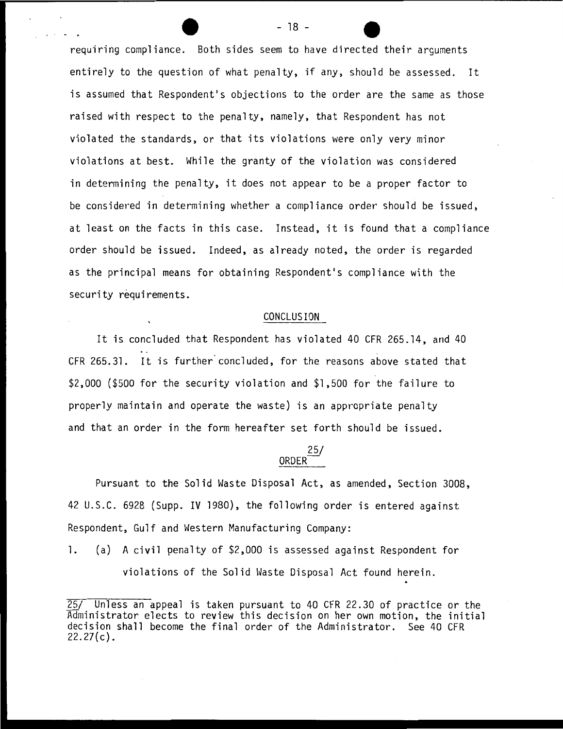requiring compliance. Both sides seem to have directed their arguments entirely to the question of what penalty, if any, should be assessed. It is assumed that Respondent's objections to the order are the same as those raised with respect to the penalty, namely, that Respondent has not violated the standards, or that its violations were only very minor violations at best. While the granty of the violation was considered in determining the penalty, it does not appear to be a proper factor to be considered in determining whether a compliance order should be issued, at least on the facts in this case. Instead, it is found that a compliance order should be issued. Indeed, as already noted, the order is regarded as the principal means for obtaining Respondent's compliance with the security requirements.

## CONCLUSION

It is concluded that Respondent has violated 40 CFR 265.14, and 40 CFR 265.31. It is further concluded, for the reasons above stated that $2,000 ($500 for the security violation and $1,500 for the failure to properly maintain and operate the waste) is an appropriate penalty and that an order in the form hereafter set forth should be issued.

## ORDER [25/]

Pursuant to the Solid Waste Disposal Act, as amended, Section 3008, 42 U.S.C. 6928 (Supp. IV 1980), the following order is entered against Respondent, Gulf and Western Manufacturing Company:

1. (a) A civil penalty of $2,000 is assessed against Respondent for violations of the Solid Waste Disposal Act found herein.

---

25/ Unless an appeal is taken pursuant to 40 CFR 22.30 of practice or the Administrator elects to review this decision on her own motion, the initial decision shall become the final order of the Administrator. See 40 CFR 22.27(c).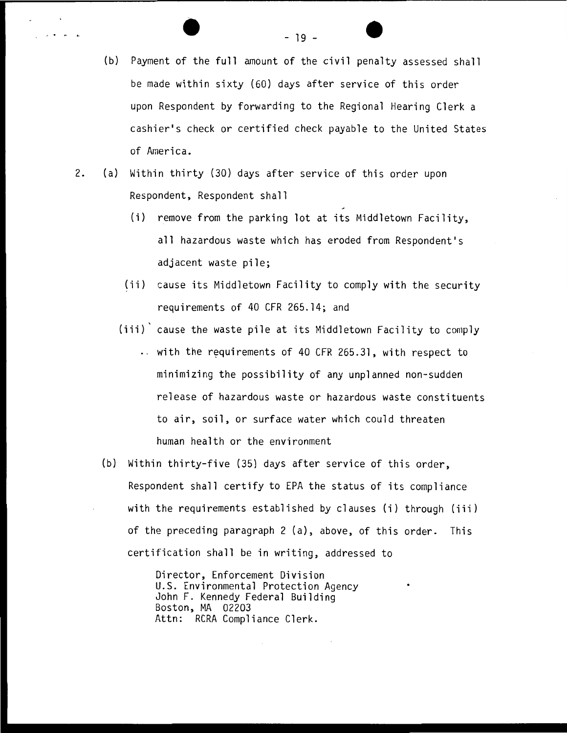(b) Payment of the full amount of the civil penalty assessed shall be made within sixty (60) days after service of this order upon Respondent by forwarding to the Regional Hearing Clerk a cashier's check or certified check payable to the United States of America.

2. (a) Within thirty (30) days after service of this order upon Respondent, Respondent shall

   (i) remove from the parking lot at its Middletown Facility, all hazardous waste which has eroded from Respondent's adjacent waste pile;

   (ii) cause its Middletown Facility to comply with the security requirements of 40 CFR 265.14; and

   (iii) cause the waste pile at its Middletown Facility to comply with the requirements of 40 CFR 265.31, with respect to minimizing the possibility of any unplanned non-sudden release of hazardous waste or hazardous waste constituents to air, soil, or surface water which could threaten human health or the environment

   (b) Within thirty-five (35) days after service of this order, Respondent shall certify to EPA the status of its compliance with the requirements established by clauses (i) through (iii) of the preceding paragraph 2 (a), above, of this order. This certification shall be in writing, addressed to

   Director, Enforcement Division
   U.S. Environmental Protection Agency
   John F. Kennedy Federal Building
   Boston, MA 02203
   Attn: RCRA Compliance Clerk.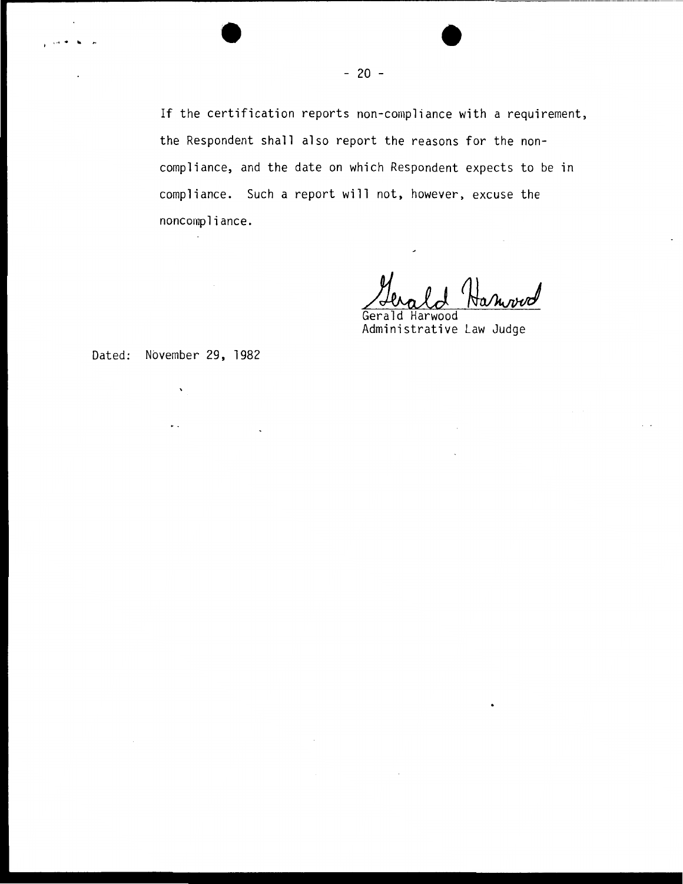If the certification reports non-compliance with a requirement, the Respondent shall also report the reasons for the non-compliance, and the date on which Respondent expects to be in compliance. Such a report will not, however, excuse the noncompliance.

Gerald Harwood
Administrative Law Judge

Dated: November 29, 1982